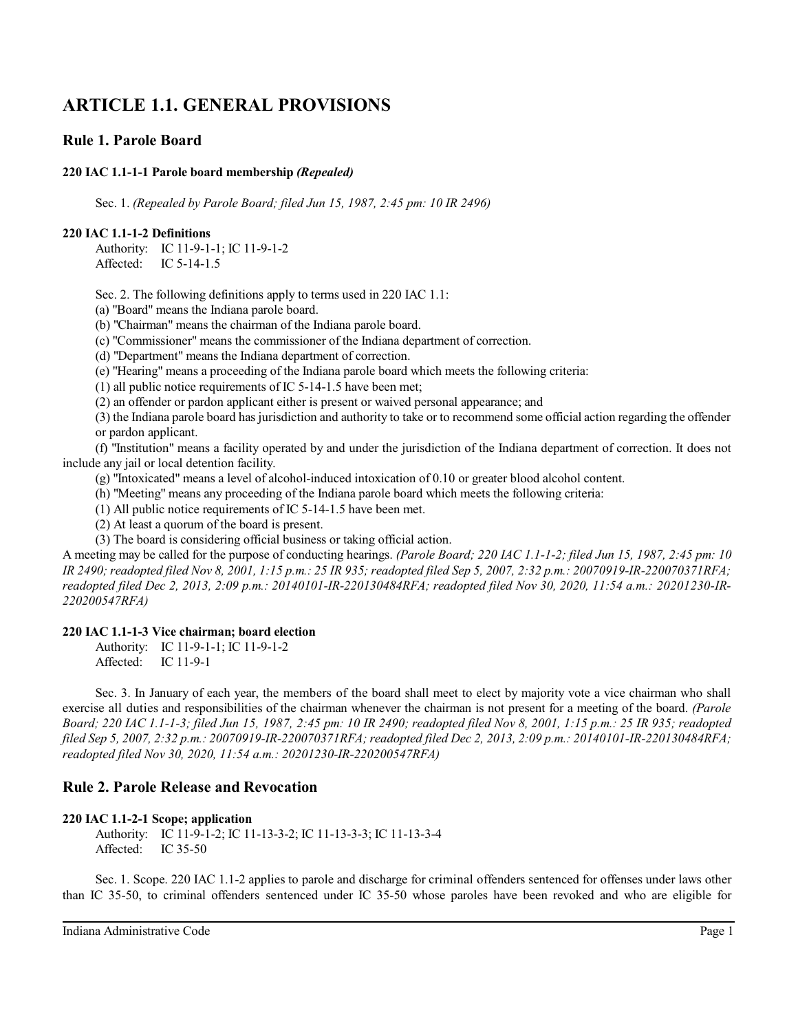# ARTICLE 1.1. GENERAL PROVISIONS

## Rule 1. Parole Board

### 220 IAC 1.1-1-1 Parole board membership *(Repealed)*

Sec. 1. *(Repealed by Parole Board; filed Jun 15, 1987, 2:45 pm: 10 IR 2496)*

### 220 IAC 1.1-1-2 Definitions

Authority: IC 11-9-1-1; IC 11-9-1-2
Affected: IC 5-14-1.5

Sec. 2. The following definitions apply to terms used in 220 IAC 1.1:

(a) "Board" means the Indiana parole board.

(b) "Chairman" means the chairman of the Indiana parole board.

(c) "Commissioner" means the commissioner of the Indiana department of correction.

(d) "Department" means the Indiana department of correction.

(e) "Hearing" means a proceeding of the Indiana parole board which meets the following criteria:

(1) all public notice requirements of IC 5-14-1.5 have been met;

(2) an offender or pardon applicant either is present or waived personal appearance; and

(3) the Indiana parole board has jurisdiction and authority to take or to recommend some official action regarding the offender or pardon applicant.

(f) "Institution" means a facility operated by and under the jurisdiction of the Indiana department of correction. It does not include any jail or local detention facility.

(g) "Intoxicated" means a level of alcohol-induced intoxication of 0.10 or greater blood alcohol content.

(h) "Meeting" means any proceeding of the Indiana parole board which meets the following criteria:

(1) All public notice requirements of IC 5-14-1.5 have been met.

(2) At least a quorum of the board is present.

(3) The board is considering official business or taking official action.

A meeting may be called for the purpose of conducting hearings. *(Parole Board; 220 IAC 1.1-1-2; filed Jun 15, 1987, 2:45 pm: 10 IR 2490; readopted filed Nov 8, 2001, 1:15 p.m.: 25 IR 935; readopted filed Sep 5, 2007, 2:32 p.m.: 20070919-IR-220070371RFA; readopted filed Dec 2, 2013, 2:09 p.m.: 20140101-IR-220130484RFA; readopted filed Nov 30, 2020, 11:54 a.m.: 20201230-IR-220200547RFA)*

### 220 IAC 1.1-1-3 Vice chairman; board election

Authority: IC 11-9-1-1; IC 11-9-1-2
Affected: IC 11-9-1

Sec. 3. In January of each year, the members of the board shall meet to elect by majority vote a vice chairman who shall exercise all duties and responsibilities of the chairman whenever the chairman is not present for a meeting of the board. *(Parole Board; 220 IAC 1.1-1-3; filed Jun 15, 1987, 2:45 pm: 10 IR 2490; readopted filed Nov 8, 2001, 1:15 p.m.: 25 IR 935; readopted filed Sep 5, 2007, 2:32 p.m.: 20070919-IR-220070371RFA; readopted filed Dec 2, 2013, 2:09 p.m.: 20140101-IR-220130484RFA; readopted filed Nov 30, 2020, 11:54 a.m.: 20201230-IR-220200547RFA)*

## Rule 2. Parole Release and Revocation

### 220 IAC 1.1-2-1 Scope; application

Authority: IC 11-9-1-2; IC 11-13-3-2; IC 11-13-3-3; IC 11-13-3-4
Affected: IC 35-50

Sec. 1. Scope. 220 IAC 1.1-2 applies to parole and discharge for criminal offenders sentenced for offenses under laws other than IC 35-50, to criminal offenders sentenced under IC 35-50 whose paroles have been revoked and who are eligible for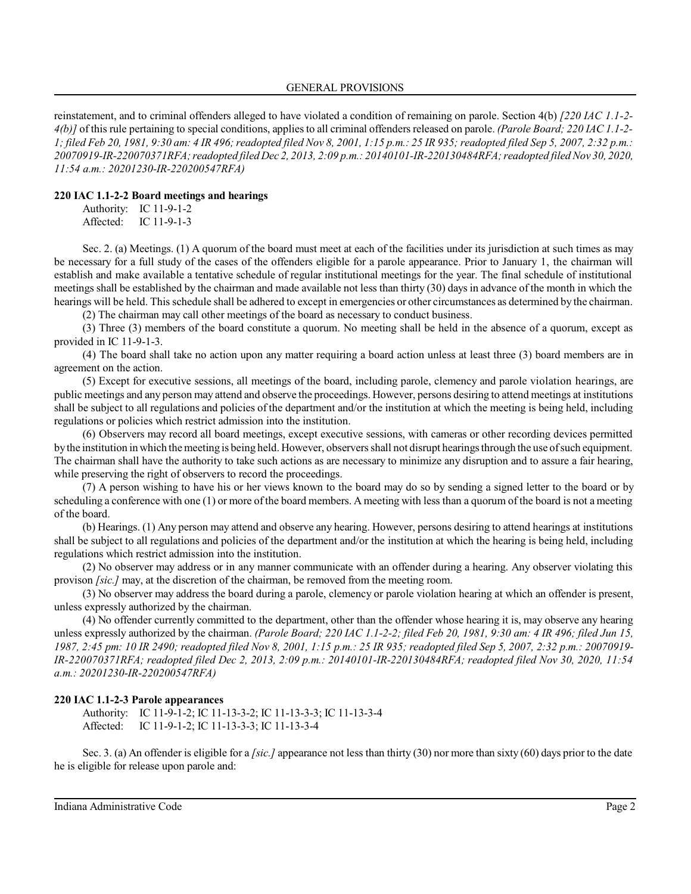reinstatement, and to criminal offenders alleged to have violated a condition of remaining on parole. Section 4(b) *[220 IAC 1.1-2-4(b)]* of this rule pertaining to special conditions, applies to all criminal offenders released on parole. *(Parole Board; 220 IAC 1.1-2-1; filed Feb 20, 1981, 9:30 am: 4 IR 496; readopted filed Nov 8, 2001, 1:15 p.m.: 25 IR 935; readopted filed Sep 5, 2007, 2:32 p.m.: 20070919-IR-220070371RFA; readopted filed Dec 2, 2013, 2:09 p.m.: 20140101-IR-220130484RFA; readopted filed Nov 30, 2020, 11:54 a.m.: 20201230-IR-220200547RFA)*

**220 IAC 1.1-2-2 Board meetings and hearings**

Authority: IC 11-9-1-2
Affected: IC 11-9-1-3

Sec. 2. (a) Meetings. (1) A quorum of the board must meet at each of the facilities under its jurisdiction at such times as may be necessary for a full study of the cases of the offenders eligible for a parole appearance. Prior to January 1, the chairman will establish and make available a tentative schedule of regular institutional meetings for the year. The final schedule of institutional meetings shall be established by the chairman and made available not less than thirty (30) days in advance of the month in which the hearings will be held. This schedule shall be adhered to except in emergencies or other circumstances as determined by the chairman.

(2) The chairman may call other meetings of the board as necessary to conduct business.

(3) Three (3) members of the board constitute a quorum. No meeting shall be held in the absence of a quorum, except as provided in IC 11-9-1-3.

(4) The board shall take no action upon any matter requiring a board action unless at least three (3) board members are in agreement on the action.

(5) Except for executive sessions, all meetings of the board, including parole, clemency and parole violation hearings, are public meetings and any person may attend and observe the proceedings. However, persons desiring to attend meetings at institutions shall be subject to all regulations and policies of the department and/or the institution at which the meeting is being held, including regulations or policies which restrict admission into the institution.

(6) Observers may record all board meetings, except executive sessions, with cameras or other recording devices permitted by the institution in which the meeting is being held. However, observers shall not disrupt hearings through the use of such equipment. The chairman shall have the authority to take such actions as are necessary to minimize any disruption and to assure a fair hearing, while preserving the right of observers to record the proceedings.

(7) A person wishing to have his or her views known to the board may do so by sending a signed letter to the board or by scheduling a conference with one (1) or more of the board members. A meeting with less than a quorum of the board is not a meeting of the board.

(b) Hearings. (1) Any person may attend and observe any hearing. However, persons desiring to attend hearings at institutions shall be subject to all regulations and policies of the department and/or the institution at which the hearing is being held, including regulations which restrict admission into the institution.

(2) No observer may address or in any manner communicate with an offender during a hearing. Any observer violating this provison *[sic.]* may, at the discretion of the chairman, be removed from the meeting room.

(3) No observer may address the board during a parole, clemency or parole violation hearing at which an offender is present, unless expressly authorized by the chairman.

(4) No offender currently committed to the department, other than the offender whose hearing it is, may observe any hearing unless expressly authorized by the chairman. *(Parole Board; 220 IAC 1.1-2-2; filed Feb 20, 1981, 9:30 am: 4 IR 496; filed Jun 15, 1987, 2:45 pm: 10 IR 2490; readopted filed Nov 8, 2001, 1:15 p.m.: 25 IR 935; readopted filed Sep 5, 2007, 2:32 p.m.: 20070919-IR-220070371RFA; readopted filed Dec 2, 2013, 2:09 p.m.: 20140101-IR-220130484RFA; readopted filed Nov 30, 2020, 11:54 a.m.: 20201230-IR-220200547RFA)*

**220 IAC 1.1-2-3 Parole appearances**

Authority: IC 11-9-1-2; IC 11-13-3-2; IC 11-13-3-3; IC 11-13-3-4
Affected: IC 11-9-1-2; IC 11-13-3-3; IC 11-13-3-4

Sec. 3. (a) An offender is eligible for a *[sic.]* appearance not less than thirty (30) nor more than sixty (60) days prior to the date he is eligible for release upon parole and: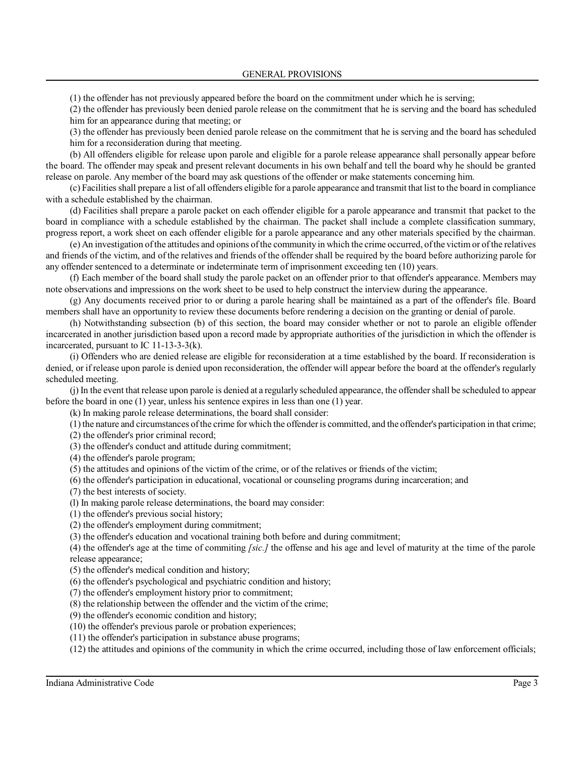(1) the offender has not previously appeared before the board on the commitment under which he is serving;

(2) the offender has previously been denied parole release on the commitment that he is serving and the board has scheduled him for an appearance during that meeting; or

(3) the offender has previously been denied parole release on the commitment that he is serving and the board has scheduled him for a reconsideration during that meeting.

(b) All offenders eligible for release upon parole and eligible for a parole release appearance shall personally appear before the board. The offender may speak and present relevant documents in his own behalf and tell the board why he should be granted release on parole. Any member of the board may ask questions of the offender or make statements concerning him.

(c) Facilities shall prepare a list of all offenders eligible for a parole appearance and transmit that list to the board in compliance with a schedule established by the chairman.

(d) Facilities shall prepare a parole packet on each offender eligible for a parole appearance and transmit that packet to the board in compliance with a schedule established by the chairman. The packet shall include a complete classification summary, progress report, a work sheet on each offender eligible for a parole appearance and any other materials specified by the chairman.

(e) An investigation of the attitudes and opinions of the community in which the crime occurred, of the victim or of the relatives and friends of the victim, and of the relatives and friends of the offender shall be required by the board before authorizing parole for any offender sentenced to a determinate or indeterminate term of imprisonment exceeding ten (10) years.

(f) Each member of the board shall study the parole packet on an offender prior to that offender's appearance. Members may note observations and impressions on the work sheet to be used to help construct the interview during the appearance.

(g) Any documents received prior to or during a parole hearing shall be maintained as a part of the offender's file. Board members shall have an opportunity to review these documents before rendering a decision on the granting or denial of parole.

(h) Notwithstanding subsection (b) of this section, the board may consider whether or not to parole an eligible offender incarcerated in another jurisdiction based upon a record made by appropriate authorities of the jurisdiction in which the offender is incarcerated, pursuant to IC 11-13-3-3(k).

(i) Offenders who are denied release are eligible for reconsideration at a time established by the board. If reconsideration is denied, or if release upon parole is denied upon reconsideration, the offender will appear before the board at the offender's regularly scheduled meeting.

(j) In the event that release upon parole is denied at a regularly scheduled appearance, the offender shall be scheduled to appear before the board in one (1) year, unless his sentence expires in less than one (1) year.

(k) In making parole release determinations, the board shall consider:

(1) the nature and circumstances of the crime for which the offender is committed, and the offender's participation in that crime;

(2) the offender's prior criminal record;

(3) the offender's conduct and attitude during commitment;

(4) the offender's parole program;

(5) the attitudes and opinions of the victim of the crime, or of the relatives or friends of the victim;

(6) the offender's participation in educational, vocational or counseling programs during incarceration; and

(7) the best interests of society.

(l) In making parole release determinations, the board may consider:

(1) the offender's previous social history;

(2) the offender's employment during commitment;

(3) the offender's education and vocational training both before and during commitment;

(4) the offender's age at the time of commiting *[sic.]* the offense and his age and level of maturity at the time of the parole release appearance;

(5) the offender's medical condition and history;

(6) the offender's psychological and psychiatric condition and history;

(7) the offender's employment history prior to commitment;

(8) the relationship between the offender and the victim of the crime;

(9) the offender's economic condition and history;

(10) the offender's previous parole or probation experiences;

(11) the offender's participation in substance abuse programs;

(12) the attitudes and opinions of the community in which the crime occurred, including those of law enforcement officials;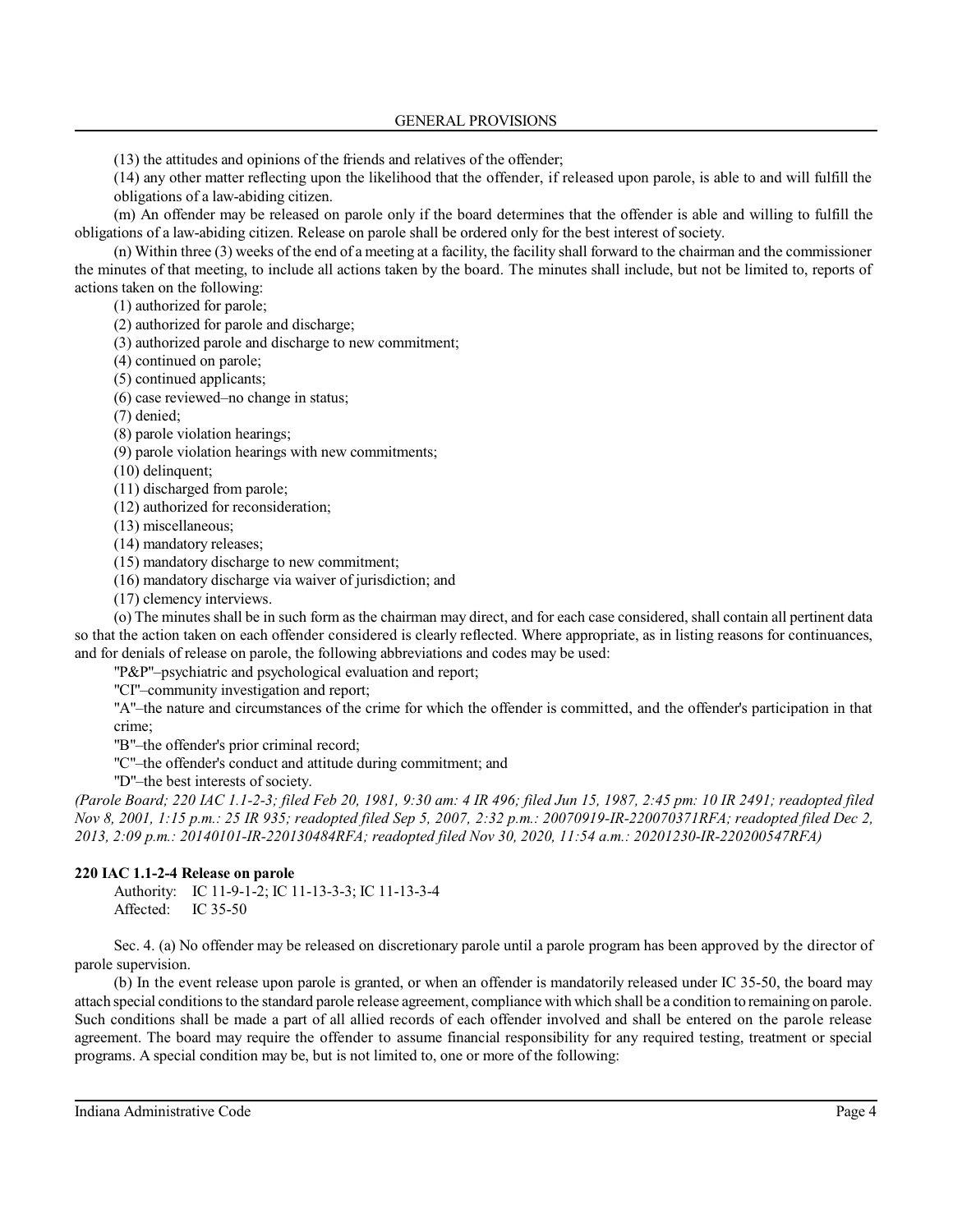(13) the attitudes and opinions of the friends and relatives of the offender;

(14) any other matter reflecting upon the likelihood that the offender, if released upon parole, is able to and will fulfill the obligations of a law-abiding citizen.

(m) An offender may be released on parole only if the board determines that the offender is able and willing to fulfill the obligations of a law-abiding citizen. Release on parole shall be ordered only for the best interest of society.

(n) Within three (3) weeks of the end of a meeting at a facility, the facility shall forward to the chairman and the commissioner the minutes of that meeting, to include all actions taken by the board. The minutes shall include, but not be limited to, reports of actions taken on the following:

(1) authorized for parole;

(2) authorized for parole and discharge;

(3) authorized parole and discharge to new commitment;

(4) continued on parole;

(5) continued applicants;

(6) case reviewed–no change in status;

(7) denied;

(8) parole violation hearings;

(9) parole violation hearings with new commitments;

(10) delinquent;

(11) discharged from parole;

(12) authorized for reconsideration;

(13) miscellaneous;

(14) mandatory releases;

(15) mandatory discharge to new commitment;

(16) mandatory discharge via waiver of jurisdiction; and

(17) clemency interviews.

(o) The minutes shall be in such form as the chairman may direct, and for each case considered, shall contain all pertinent data so that the action taken on each offender considered is clearly reflected. Where appropriate, as in listing reasons for continuances, and for denials of release on parole, the following abbreviations and codes may be used:

"P&P"–psychiatric and psychological evaluation and report;

"CI"–community investigation and report;

"A"–the nature and circumstances of the crime for which the offender is committed, and the offender's participation in that crime;

"B"–the offender's prior criminal record;

"C"–the offender's conduct and attitude during commitment; and

"D"–the best interests of society.

*(Parole Board; 220 IAC 1.1-2-3; filed Feb 20, 1981, 9:30 am: 4 IR 496; filed Jun 15, 1987, 2:45 pm: 10 IR 2491; readopted filed Nov 8, 2001, 1:15 p.m.: 25 IR 935; readopted filed Sep 5, 2007, 2:32 p.m.: 20070919-IR-220070371RFA; readopted filed Dec 2, 2013, 2:09 p.m.: 20140101-IR-220130484RFA; readopted filed Nov 30, 2020, 11:54 a.m.: 20201230-IR-220200547RFA)*

**220 IAC 1.1-2-4 Release on parole**

Authority: IC 11-9-1-2; IC 11-13-3-3; IC 11-13-3-4
Affected: IC 35-50

Sec. 4. (a) No offender may be released on discretionary parole until a parole program has been approved by the director of parole supervision.

(b) In the event release upon parole is granted, or when an offender is mandatorily released under IC 35-50, the board may attach special conditions to the standard parole release agreement, compliance with which shall be a condition to remaining on parole. Such conditions shall be made a part of all allied records of each offender involved and shall be entered on the parole release agreement. The board may require the offender to assume financial responsibility for any required testing, treatment or special programs. A special condition may be, but is not limited to, one or more of the following: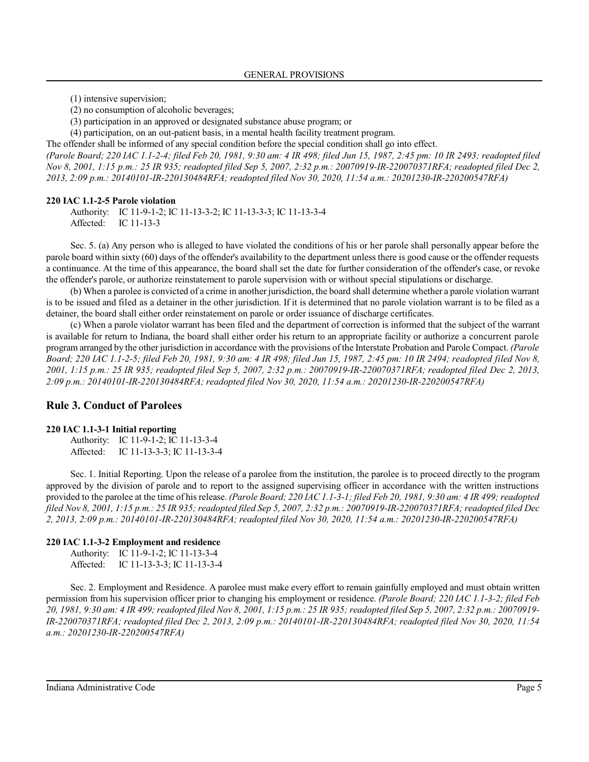(1) intensive supervision;

(2) no consumption of alcoholic beverages;

(3) participation in an approved or designated substance abuse program; or

(4) participation, on an out-patient basis, in a mental health facility treatment program.

The offender shall be informed of any special condition before the special condition shall go into effect. *(Parole Board; 220 IAC 1.1-2-4; filed Feb 20, 1981, 9:30 am: 4 IR 498; filed Jun 15, 1987, 2:45 pm: 10 IR 2493; readopted filed Nov 8, 2001, 1:15 p.m.: 25 IR 935; readopted filed Sep 5, 2007, 2:32 p.m.: 20070919-IR-220070371RFA; readopted filed Dec 2, 2013, 2:09 p.m.: 20140101-IR-220130484RFA; readopted filed Nov 30, 2020, 11:54 a.m.: 20201230-IR-220200547RFA)*

**220 IAC 1.1-2-5 Parole violation**

Authority: IC 11-9-1-2; IC 11-13-3-2; IC 11-13-3-3; IC 11-13-3-4
Affected: IC 11-13-3

Sec. 5. (a) Any person who is alleged to have violated the conditions of his or her parole shall personally appear before the parole board within sixty (60) days of the offender's availability to the department unless there is good cause or the offender requests a continuance. At the time of this appearance, the board shall set the date for further consideration of the offender's case, or revoke the offender's parole, or authorize reinstatement to parole supervision with or without special stipulations or discharge.

(b) When a parolee is convicted of a crime in another jurisdiction, the board shall determine whether a parole violation warrant is to be issued and filed as a detainer in the other jurisdiction. If it is determined that no parole violation warrant is to be filed as a detainer, the board shall either order reinstatement on parole or order issuance of discharge certificates.

(c) When a parole violator warrant has been filed and the department of correction is informed that the subject of the warrant is available for return to Indiana, the board shall either order his return to an appropriate facility or authorize a concurrent parole program arranged by the other jurisdiction in accordance with the provisions of the Interstate Probation and Parole Compact. *(Parole Board; 220 IAC 1.1-2-5; filed Feb 20, 1981, 9:30 am: 4 IR 498; filed Jun 15, 1987, 2:45 pm: 10 IR 2494; readopted filed Nov 8, 2001, 1:15 p.m.: 25 IR 935; readopted filed Sep 5, 2007, 2:32 p.m.: 20070919-IR-220070371RFA; readopted filed Dec 2, 2013, 2:09 p.m.: 20140101-IR-220130484RFA; readopted filed Nov 30, 2020, 11:54 a.m.: 20201230-IR-220200547RFA)*

## Rule 3. Conduct of Parolees

**220 IAC 1.1-3-1 Initial reporting**

Authority: IC 11-9-1-2; IC 11-13-3-4
Affected: IC 11-13-3-3; IC 11-13-3-4

Sec. 1. Initial Reporting. Upon the release of a parolee from the institution, the parolee is to proceed directly to the program approved by the division of parole and to report to the assigned supervising officer in accordance with the written instructions provided to the parolee at the time of his release. *(Parole Board; 220 IAC 1.1-3-1; filed Feb 20, 1981, 9:30 am: 4 IR 499; readopted filed Nov 8, 2001, 1:15 p.m.: 25 IR 935; readopted filed Sep 5, 2007, 2:32 p.m.: 20070919-IR-220070371RFA; readopted filed Dec 2, 2013, 2:09 p.m.: 20140101-IR-220130484RFA; readopted filed Nov 30, 2020, 11:54 a.m.: 20201230-IR-220200547RFA)*

**220 IAC 1.1-3-2 Employment and residence**

Authority: IC 11-9-1-2; IC 11-13-3-4
Affected: IC 11-13-3-3; IC 11-13-3-4

Sec. 2. Employment and Residence. A parolee must make every effort to remain gainfully employed and must obtain written permission from his supervision officer prior to changing his employment or residence. *(Parole Board; 220 IAC 1.1-3-2; filed Feb 20, 1981, 9:30 am: 4 IR 499; readopted filed Nov 8, 2001, 1:15 p.m.: 25 IR 935; readopted filed Sep 5, 2007, 2:32 p.m.: 20070919-IR-220070371RFA; readopted filed Dec 2, 2013, 2:09 p.m.: 20140101-IR-220130484RFA; readopted filed Nov 30, 2020, 11:54 a.m.: 20201230-IR-220200547RFA)*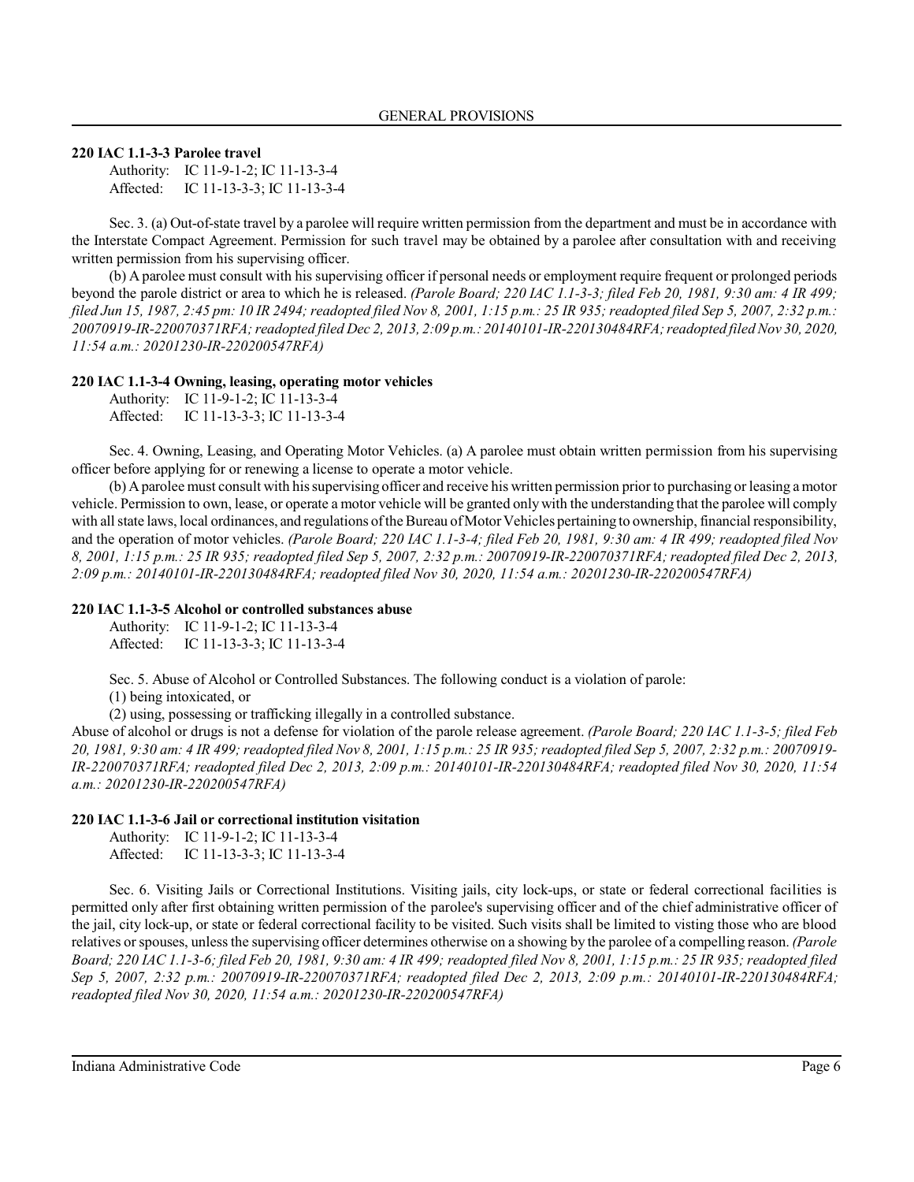### 220 IAC 1.1-3-3 Parolee travel

Authority: IC 11-9-1-2; IC 11-13-3-4
Affected: IC 11-13-3-3; IC 11-13-3-4

Sec. 3. (a) Out-of-state travel by a parolee will require written permission from the department and must be in accordance with the Interstate Compact Agreement. Permission for such travel may be obtained by a parolee after consultation with and receiving written permission from his supervising officer.

(b) A parolee must consult with his supervising officer if personal needs or employment require frequent or prolonged periods beyond the parole district or area to which he is released. *(Parole Board; 220 IAC 1.1-3-3; filed Feb 20, 1981, 9:30 am: 4 IR 499; filed Jun 15, 1987, 2:45 pm: 10 IR 2494; readopted filed Nov 8, 2001, 1:15 p.m.: 25 IR 935; readopted filed Sep 5, 2007, 2:32 p.m.: 20070919-IR-220070371RFA; readopted filed Dec 2, 2013, 2:09 p.m.: 20140101-IR-220130484RFA; readopted filed Nov 30, 2020, 11:54 a.m.: 20201230-IR-220200547RFA)*

### 220 IAC 1.1-3-4 Owning, leasing, operating motor vehicles

Authority: IC 11-9-1-2; IC 11-13-3-4
Affected: IC 11-13-3-3; IC 11-13-3-4

Sec. 4. Owning, Leasing, and Operating Motor Vehicles. (a) A parolee must obtain written permission from his supervising officer before applying for or renewing a license to operate a motor vehicle.

(b) A parolee must consult with his supervising officer and receive his written permission prior to purchasing or leasing a motor vehicle. Permission to own, lease, or operate a motor vehicle will be granted only with the understanding that the parolee will comply with all state laws, local ordinances, and regulations of the Bureau of Motor Vehicles pertaining to ownership, financial responsibility, and the operation of motor vehicles. *(Parole Board; 220 IAC 1.1-3-4; filed Feb 20, 1981, 9:30 am: 4 IR 499; readopted filed Nov 8, 2001, 1:15 p.m.: 25 IR 935; readopted filed Sep 5, 2007, 2:32 p.m.: 20070919-IR-220070371RFA; readopted filed Dec 2, 2013, 2:09 p.m.: 20140101-IR-220130484RFA; readopted filed Nov 30, 2020, 11:54 a.m.: 20201230-IR-220200547RFA)*

### 220 IAC 1.1-3-5 Alcohol or controlled substances abuse

Authority: IC 11-9-1-2; IC 11-13-3-4
Affected: IC 11-13-3-3; IC 11-13-3-4

Sec. 5. Abuse of Alcohol or Controlled Substances. The following conduct is a violation of parole:

(1) being intoxicated, or

(2) using, possessing or trafficking illegally in a controlled substance.

Abuse of alcohol or drugs is not a defense for violation of the parole release agreement. *(Parole Board; 220 IAC 1.1-3-5; filed Feb 20, 1981, 9:30 am: 4 IR 499; readopted filed Nov 8, 2001, 1:15 p.m.: 25 IR 935; readopted filed Sep 5, 2007, 2:32 p.m.: 20070919-IR-220070371RFA; readopted filed Dec 2, 2013, 2:09 p.m.: 20140101-IR-220130484RFA; readopted filed Nov 30, 2020, 11:54 a.m.: 20201230-IR-220200547RFA)*

### 220 IAC 1.1-3-6 Jail or correctional institution visitation

Authority: IC 11-9-1-2; IC 11-13-3-4
Affected: IC 11-13-3-3; IC 11-13-3-4

Sec. 6. Visiting Jails or Correctional Institutions. Visiting jails, city lock-ups, or state or federal correctional facilities is permitted only after first obtaining written permission of the parolee's supervising officer and of the chief administrative officer of the jail, city lock-up, or state or federal correctional facility to be visited. Such visits shall be limited to visting those who are blood relatives or spouses, unless the supervising officer determines otherwise on a showing by the parolee of a compelling reason. *(Parole Board; 220 IAC 1.1-3-6; filed Feb 20, 1981, 9:30 am: 4 IR 499; readopted filed Nov 8, 2001, 1:15 p.m.: 25 IR 935; readopted filed Sep 5, 2007, 2:32 p.m.: 20070919-IR-220070371RFA; readopted filed Dec 2, 2013, 2:09 p.m.: 20140101-IR-220130484RFA; readopted filed Nov 30, 2020, 11:54 a.m.: 20201230-IR-220200547RFA)*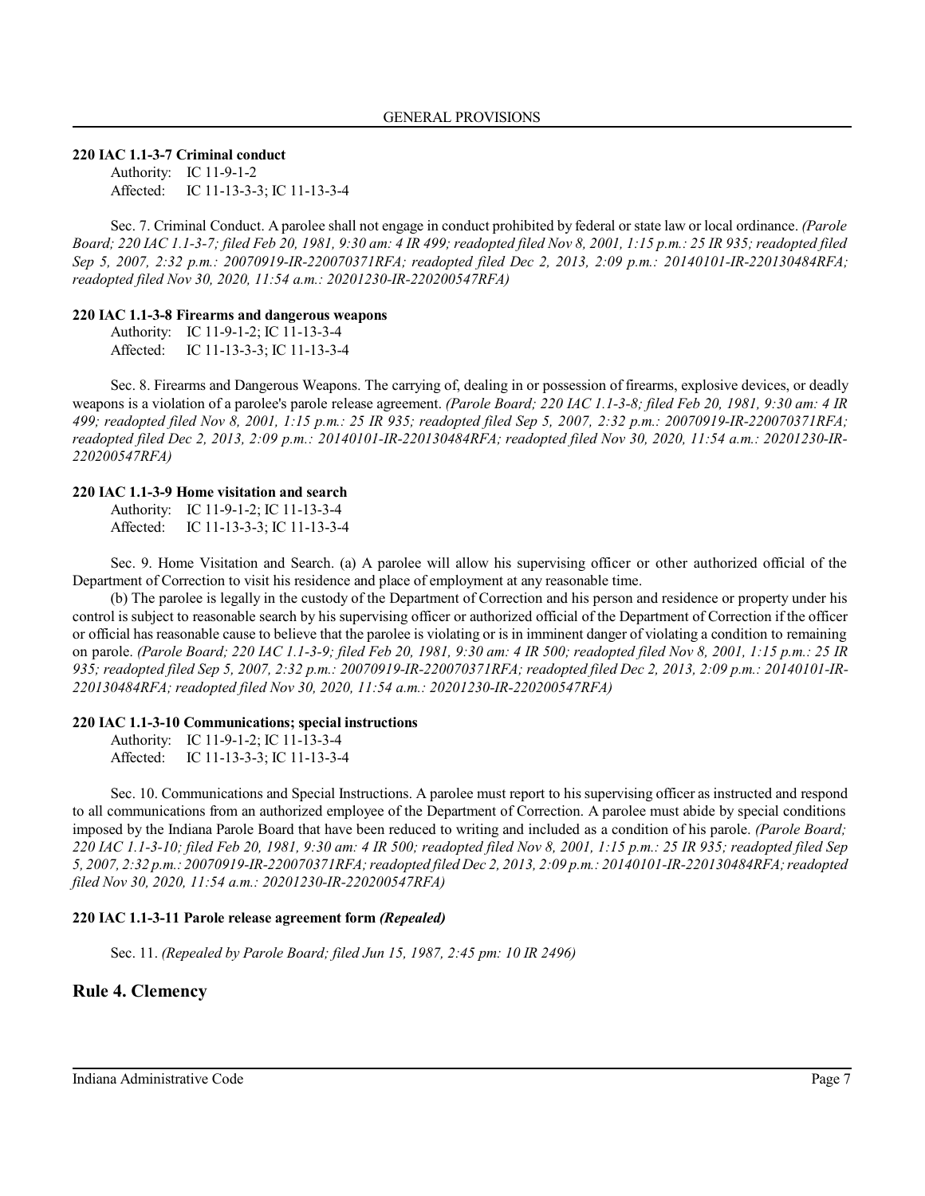### 220 IAC 1.1-3-7 Criminal conduct

Authority: IC 11-9-1-2
Affected: IC 11-13-3-3; IC 11-13-3-4

Sec. 7. Criminal Conduct. A parolee shall not engage in conduct prohibited by federal or state law or local ordinance. *(Parole Board; 220 IAC 1.1-3-7; filed Feb 20, 1981, 9:30 am: 4 IR 499; readopted filed Nov 8, 2001, 1:15 p.m.: 25 IR 935; readopted filed Sep 5, 2007, 2:32 p.m.: 20070919-IR-220070371RFA; readopted filed Dec 2, 2013, 2:09 p.m.: 20140101-IR-220130484RFA; readopted filed Nov 30, 2020, 11:54 a.m.: 20201230-IR-220200547RFA)*

### 220 IAC 1.1-3-8 Firearms and dangerous weapons

Authority: IC 11-9-1-2; IC 11-13-3-4
Affected: IC 11-13-3-3; IC 11-13-3-4

Sec. 8. Firearms and Dangerous Weapons. The carrying of, dealing in or possession of firearms, explosive devices, or deadly weapons is a violation of a parolee's parole release agreement. *(Parole Board; 220 IAC 1.1-3-8; filed Feb 20, 1981, 9:30 am: 4 IR 499; readopted filed Nov 8, 2001, 1:15 p.m.: 25 IR 935; readopted filed Sep 5, 2007, 2:32 p.m.: 20070919-IR-220070371RFA; readopted filed Dec 2, 2013, 2:09 p.m.: 20140101-IR-220130484RFA; readopted filed Nov 30, 2020, 11:54 a.m.: 20201230-IR-220200547RFA)*

### 220 IAC 1.1-3-9 Home visitation and search

Authority: IC 11-9-1-2; IC 11-13-3-4
Affected: IC 11-13-3-3; IC 11-13-3-4

Sec. 9. Home Visitation and Search. (a) A parolee will allow his supervising officer or other authorized official of the Department of Correction to visit his residence and place of employment at any reasonable time.

(b) The parolee is legally in the custody of the Department of Correction and his person and residence or property under his control is subject to reasonable search by his supervising officer or authorized official of the Department of Correction if the officer or official has reasonable cause to believe that the parolee is violating or is in imminent danger of violating a condition to remaining on parole. *(Parole Board; 220 IAC 1.1-3-9; filed Feb 20, 1981, 9:30 am: 4 IR 500; readopted filed Nov 8, 2001, 1:15 p.m.: 25 IR 935; readopted filed Sep 5, 2007, 2:32 p.m.: 20070919-IR-220070371RFA; readopted filed Dec 2, 2013, 2:09 p.m.: 20140101-IR-220130484RFA; readopted filed Nov 30, 2020, 11:54 a.m.: 20201230-IR-220200547RFA)*

### 220 IAC 1.1-3-10 Communications; special instructions

Authority: IC 11-9-1-2; IC 11-13-3-4
Affected: IC 11-13-3-3; IC 11-13-3-4

Sec. 10. Communications and Special Instructions. A parolee must report to his supervising officer as instructed and respond to all communications from an authorized employee of the Department of Correction. A parolee must abide by special conditions imposed by the Indiana Parole Board that have been reduced to writing and included as a condition of his parole. *(Parole Board; 220 IAC 1.1-3-10; filed Feb 20, 1981, 9:30 am: 4 IR 500; readopted filed Nov 8, 2001, 1:15 p.m.: 25 IR 935; readopted filed Sep 5, 2007, 2:32 p.m.: 20070919-IR-220070371RFA; readopted filed Dec 2, 2013, 2:09 p.m.: 20140101-IR-220130484RFA; readopted filed Nov 30, 2020, 11:54 a.m.: 20201230-IR-220200547RFA)*

### 220 IAC 1.1-3-11 Parole release agreement form *(Repealed)*

Sec. 11. *(Repealed by Parole Board; filed Jun 15, 1987, 2:45 pm: 10 IR 2496)*

## Rule 4. Clemency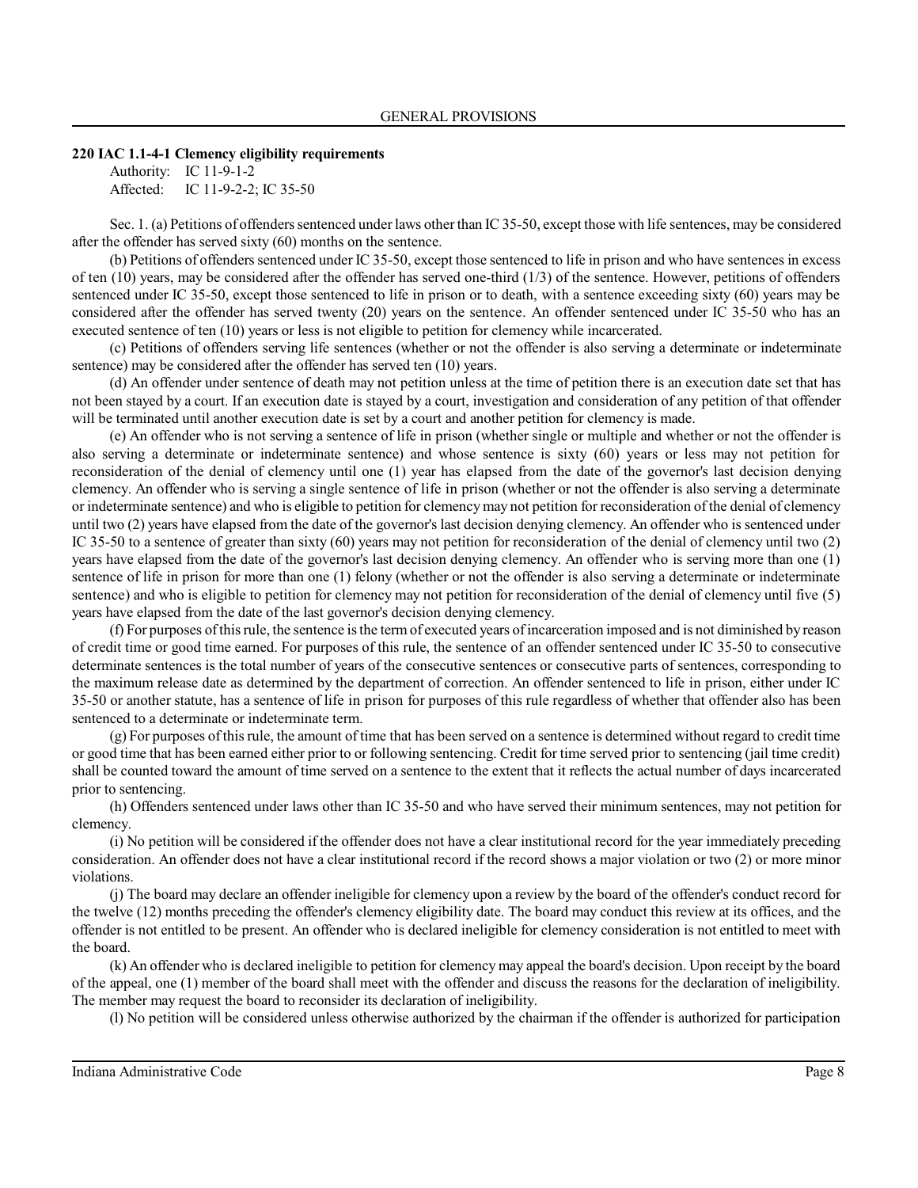**220 IAC 1.1-4-1 Clemency eligibility requirements**

Authority: IC 11-9-1-2
Affected: IC 11-9-2-2; IC 35-50

Sec. 1. (a) Petitions of offenders sentenced under laws other than IC 35-50, except those with life sentences, may be considered after the offender has served sixty (60) months on the sentence.

(b) Petitions of offenders sentenced under IC 35-50, except those sentenced to life in prison and who have sentences in excess of ten (10) years, may be considered after the offender has served one-third (1/3) of the sentence. However, petitions of offenders sentenced under IC 35-50, except those sentenced to life in prison or to death, with a sentence exceeding sixty (60) years may be considered after the offender has served twenty (20) years on the sentence. An offender sentenced under IC 35-50 who has an executed sentence of ten (10) years or less is not eligible to petition for clemency while incarcerated.

(c) Petitions of offenders serving life sentences (whether or not the offender is also serving a determinate or indeterminate sentence) may be considered after the offender has served ten (10) years.

(d) An offender under sentence of death may not petition unless at the time of petition there is an execution date set that has not been stayed by a court. If an execution date is stayed by a court, investigation and consideration of any petition of that offender will be terminated until another execution date is set by a court and another petition for clemency is made.

(e) An offender who is not serving a sentence of life in prison (whether single or multiple and whether or not the offender is also serving a determinate or indeterminate sentence) and whose sentence is sixty (60) years or less may not petition for reconsideration of the denial of clemency until one (1) year has elapsed from the date of the governor's last decision denying clemency. An offender who is serving a single sentence of life in prison (whether or not the offender is also serving a determinate or indeterminate sentence) and who is eligible to petition for clemency may not petition for reconsideration of the denial of clemency until two (2) years have elapsed from the date of the governor's last decision denying clemency. An offender who is sentenced under IC 35-50 to a sentence of greater than sixty (60) years may not petition for reconsideration of the denial of clemency until two (2) years have elapsed from the date of the governor's last decision denying clemency. An offender who is serving more than one (1) sentence of life in prison for more than one (1) felony (whether or not the offender is also serving a determinate or indeterminate sentence) and who is eligible to petition for clemency may not petition for reconsideration of the denial of clemency until five (5) years have elapsed from the date of the last governor's decision denying clemency.

(f) For purposes of this rule, the sentence is the term of executed years of incarceration imposed and is not diminished by reason of credit time or good time earned. For purposes of this rule, the sentence of an offender sentenced under IC 35-50 to consecutive determinate sentences is the total number of years of the consecutive sentences or consecutive parts of sentences, corresponding to the maximum release date as determined by the department of correction. An offender sentenced to life in prison, either under IC 35-50 or another statute, has a sentence of life in prison for purposes of this rule regardless of whether that offender also has been sentenced to a determinate or indeterminate term.

(g) For purposes of this rule, the amount of time that has been served on a sentence is determined without regard to credit time or good time that has been earned either prior to or following sentencing. Credit for time served prior to sentencing (jail time credit) shall be counted toward the amount of time served on a sentence to the extent that it reflects the actual number of days incarcerated prior to sentencing.

(h) Offenders sentenced under laws other than IC 35-50 and who have served their minimum sentences, may not petition for clemency.

(i) No petition will be considered if the offender does not have a clear institutional record for the year immediately preceding consideration. An offender does not have a clear institutional record if the record shows a major violation or two (2) or more minor violations.

(j) The board may declare an offender ineligible for clemency upon a review by the board of the offender's conduct record for the twelve (12) months preceding the offender's clemency eligibility date. The board may conduct this review at its offices, and the offender is not entitled to be present. An offender who is declared ineligible for clemency consideration is not entitled to meet with the board.

(k) An offender who is declared ineligible to petition for clemency may appeal the board's decision. Upon receipt by the board of the appeal, one (1) member of the board shall meet with the offender and discuss the reasons for the declaration of ineligibility. The member may request the board to reconsider its declaration of ineligibility.

(l) No petition will be considered unless otherwise authorized by the chairman if the offender is authorized for participation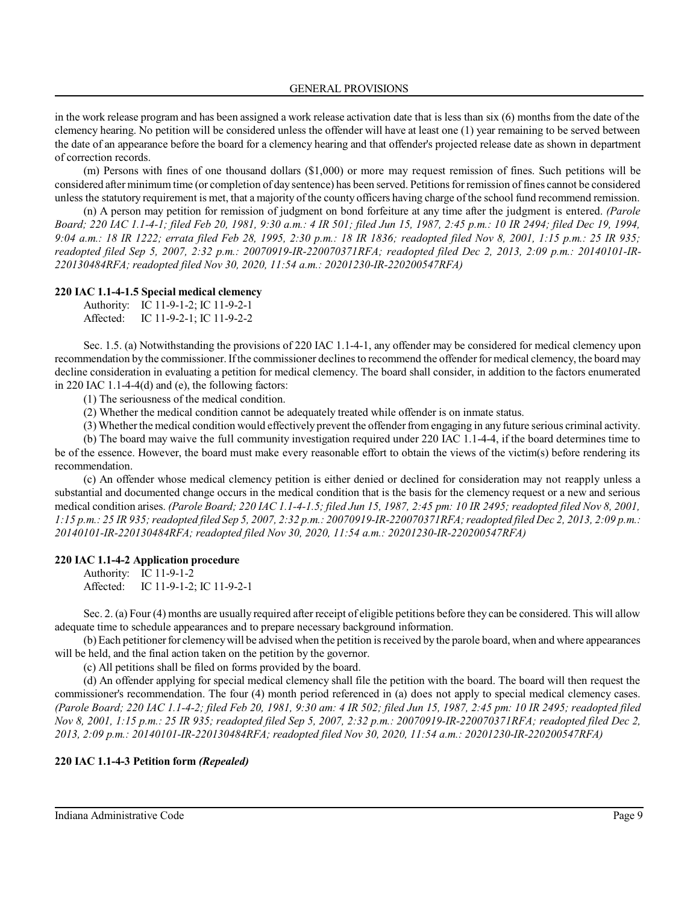in the work release program and has been assigned a work release activation date that is less than six (6) months from the date of the clemency hearing. No petition will be considered unless the offender will have at least one (1) year remaining to be served between the date of an appearance before the board for a clemency hearing and that offender's projected release date as shown in department of correction records.

(m) Persons with fines of one thousand dollars ($1,000) or more may request remission of fines. Such petitions will be considered after minimum time (or completion of day sentence) has been served. Petitions for remission of fines cannot be considered unless the statutory requirement is met, that a majority of the county officers having charge of the school fund recommend remission.

(n) A person may petition for remission of judgment on bond forfeiture at any time after the judgment is entered. *(Parole Board; 220 IAC 1.1-4-1; filed Feb 20, 1981, 9:30 a.m.: 4 IR 501; filed Jun 15, 1987, 2:45 p.m.: 10 IR 2494; filed Dec 19, 1994, 9:04 a.m.: 18 IR 1222; errata filed Feb 28, 1995, 2:30 p.m.: 18 IR 1836; readopted filed Nov 8, 2001, 1:15 p.m.: 25 IR 935; readopted filed Sep 5, 2007, 2:32 p.m.: 20070919-IR-220070371RFA; readopted filed Dec 2, 2013, 2:09 p.m.: 20140101-IR-220130484RFA; readopted filed Nov 30, 2020, 11:54 a.m.: 20201230-IR-220200547RFA)*

**220 IAC 1.1-4-1.5 Special medical clemency**

Authority: IC 11-9-1-2; IC 11-9-2-1
Affected: IC 11-9-2-1; IC 11-9-2-2

Sec. 1.5. (a) Notwithstanding the provisions of 220 IAC 1.1-4-1, any offender may be considered for medical clemency upon recommendation by the commissioner. If the commissioner declines to recommend the offender for medical clemency, the board may decline consideration in evaluating a petition for medical clemency. The board shall consider, in addition to the factors enumerated in 220 IAC 1.1-4-4(d) and (e), the following factors:

(1) The seriousness of the medical condition.

(2) Whether the medical condition cannot be adequately treated while offender is on inmate status.

(3) Whether the medical condition would effectively prevent the offender from engaging in any future serious criminal activity.

(b) The board may waive the full community investigation required under 220 IAC 1.1-4-4, if the board determines time to be of the essence. However, the board must make every reasonable effort to obtain the views of the victim(s) before rendering its recommendation.

(c) An offender whose medical clemency petition is either denied or declined for consideration may not reapply unless a substantial and documented change occurs in the medical condition that is the basis for the clemency request or a new and serious medical condition arises. *(Parole Board; 220 IAC 1.1-4-1.5; filed Jun 15, 1987, 2:45 pm: 10 IR 2495; readopted filed Nov 8, 2001, 1:15 p.m.: 25 IR 935; readopted filed Sep 5, 2007, 2:32 p.m.: 20070919-IR-220070371RFA; readopted filed Dec 2, 2013, 2:09 p.m.: 20140101-IR-220130484RFA; readopted filed Nov 30, 2020, 11:54 a.m.: 20201230-IR-220200547RFA)*

**220 IAC 1.1-4-2 Application procedure**

Authority: IC 11-9-1-2
Affected: IC 11-9-1-2; IC 11-9-2-1

Sec. 2. (a) Four (4) months are usually required after receipt of eligible petitions before they can be considered. This will allow adequate time to schedule appearances and to prepare necessary background information.

(b) Each petitioner for clemency will be advised when the petition is received by the parole board, when and where appearances will be held, and the final action taken on the petition by the governor.

(c) All petitions shall be filed on forms provided by the board.

(d) An offender applying for special medical clemency shall file the petition with the board. The board will then request the commissioner's recommendation. The four (4) month period referenced in (a) does not apply to special medical clemency cases. *(Parole Board; 220 IAC 1.1-4-2; filed Feb 20, 1981, 9:30 am: 4 IR 502; filed Jun 15, 1987, 2:45 pm: 10 IR 2495; readopted filed Nov 8, 2001, 1:15 p.m.: 25 IR 935; readopted filed Sep 5, 2007, 2:32 p.m.: 20070919-IR-220070371RFA; readopted filed Dec 2, 2013, 2:09 p.m.: 20140101-IR-220130484RFA; readopted filed Nov 30, 2020, 11:54 a.m.: 20201230-IR-220200547RFA)*

**220 IAC 1.1-4-3 Petition form *(Repealed)***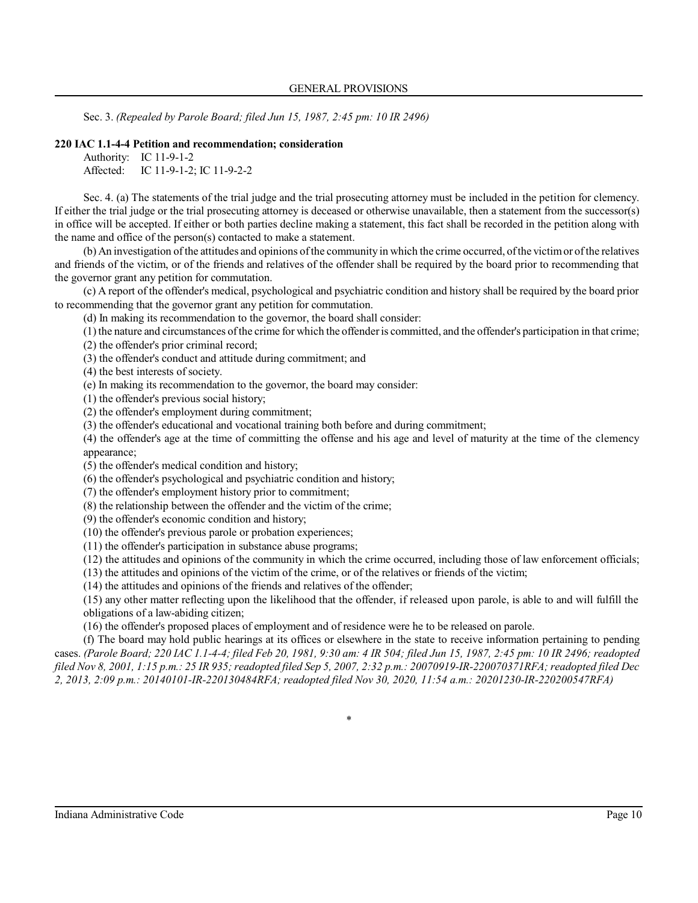Sec. 3. *(Repealed by Parole Board; filed Jun 15, 1987, 2:45 pm: 10 IR 2496)*

**220 IAC 1.1-4-4 Petition and recommendation; consideration**

Authority: IC 11-9-1-2
Affected: IC 11-9-1-2; IC 11-9-2-2

Sec. 4. (a) The statements of the trial judge and the trial prosecuting attorney must be included in the petition for clemency. If either the trial judge or the trial prosecuting attorney is deceased or otherwise unavailable, then a statement from the successor(s) in office will be accepted. If either or both parties decline making a statement, this fact shall be recorded in the petition along with the name and office of the person(s) contacted to make a statement.

(b) An investigation of the attitudes and opinions of the community in which the crime occurred, of the victim or of the relatives and friends of the victim, or of the friends and relatives of the offender shall be required by the board prior to recommending that the governor grant any petition for commutation.

(c) A report of the offender's medical, psychological and psychiatric condition and history shall be required by the board prior to recommending that the governor grant any petition for commutation.

(d) In making its recommendation to the governor, the board shall consider:

(1) the nature and circumstances of the crime for which the offender is committed, and the offender's participation in that crime;

(2) the offender's prior criminal record;

(3) the offender's conduct and attitude during commitment; and

(4) the best interests of society.

(e) In making its recommendation to the governor, the board may consider:

(1) the offender's previous social history;

(2) the offender's employment during commitment;

(3) the offender's educational and vocational training both before and during commitment;

(4) the offender's age at the time of committing the offense and his age and level of maturity at the time of the clemency appearance;

(5) the offender's medical condition and history;

(6) the offender's psychological and psychiatric condition and history;

(7) the offender's employment history prior to commitment;

(8) the relationship between the offender and the victim of the crime;

(9) the offender's economic condition and history;

(10) the offender's previous parole or probation experiences;

(11) the offender's participation in substance abuse programs;

(12) the attitudes and opinions of the community in which the crime occurred, including those of law enforcement officials;

(13) the attitudes and opinions of the victim of the crime, or of the relatives or friends of the victim;

(14) the attitudes and opinions of the friends and relatives of the offender;

(15) any other matter reflecting upon the likelihood that the offender, if released upon parole, is able to and will fulfill the obligations of a law-abiding citizen;

(16) the offender's proposed places of employment and of residence were he to be released on parole.

(f) The board may hold public hearings at its offices or elsewhere in the state to receive information pertaining to pending cases. *(Parole Board; 220 IAC 1.1-4-4; filed Feb 20, 1981, 9:30 am: 4 IR 504; filed Jun 15, 1987, 2:45 pm: 10 IR 2496; readopted filed Nov 8, 2001, 1:15 p.m.: 25 IR 935; readopted filed Sep 5, 2007, 2:32 p.m.: 20070919-IR-220070371RFA; readopted filed Dec 2, 2013, 2:09 p.m.: 20140101-IR-220130484RFA; readopted filed Nov 30, 2020, 11:54 a.m.: 20201230-IR-220200547RFA)*

*